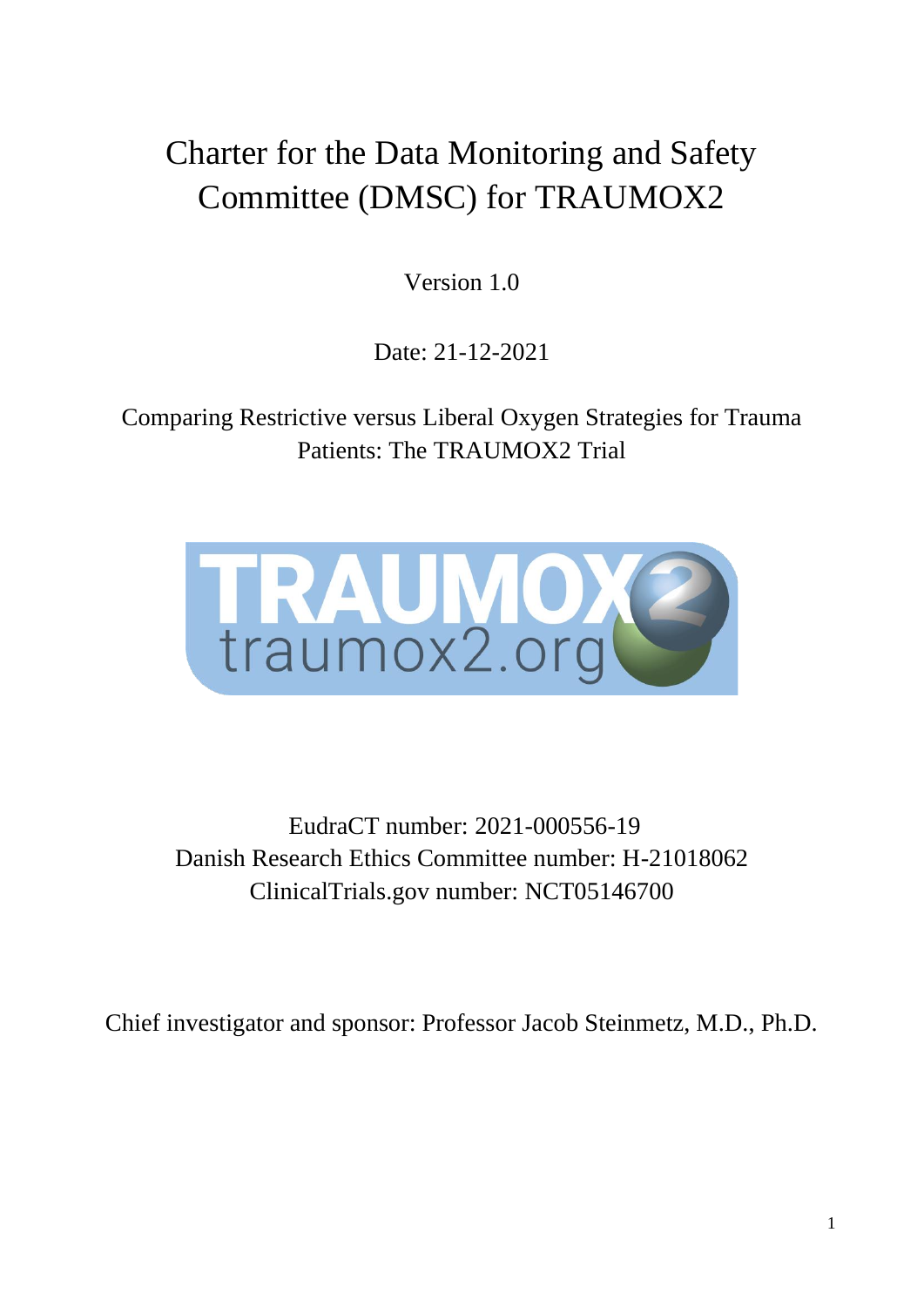# Charter for the Data Monitoring and Safety Committee (DMSC) for TRAUMOX2

Version 1.0

Date: 21-12-2021

Comparing Restrictive versus Liberal Oxygen Strategies for Trauma Patients: The TRAUMOX2 Trial

EudraCT number: 2021-000556-19

Danish Research Ethics Committee number: H-21018062

ClinicalTrials.gov number: NCT05146700

Chief investigator and sponsor: Professor Jacob Steinmetz, M.D., Ph.D.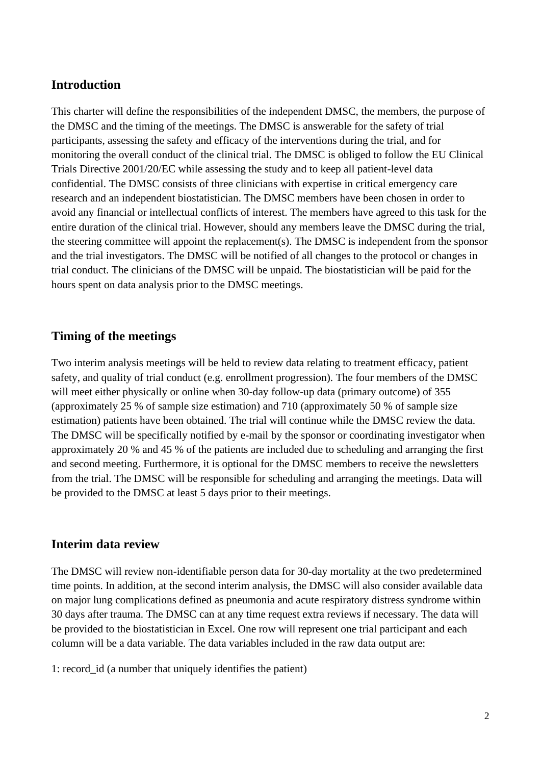## Introduction

This charter will define the responsibilities of the independent DMSC, the members, the purpose of the DMSC and the timing of the meetings. The DMSC is answerable for the safety of trial participants, assessing the safety and efficacy of the interventions during the trial, and for monitoring the overall conduct of the clinical trial. The DMSC is obliged to follow the EU Clinical Trials Directive 2001/20/EC while assessing the study and to keep all patient-level data confidential. The DMSC consists of three clinicians with expertise in critical emergency care research and an independent biostatistician. The DMSC members have been chosen in order to avoid any financial or intellectual conflicts of interest. The members have agreed to this task for the entire duration of the clinical trial. However, should any members leave the DMSC during the trial, the steering committee will appoint the replacement(s). The DMSC is independent from the sponsor and the trial investigators. The DMSC will be notified of all changes to the protocol or changes in trial conduct. The clinicians of the DMSC will be unpaid. The biostatistician will be paid for the hours spent on data analysis prior to the DMSC meetings.

## Timing of the meetings

Two interim analysis meetings will be held to review data relating to treatment efficacy, patient safety, and quality of trial conduct (e.g. enrollment progression). The four members of the DMSC will meet either physically or online when 30-day follow-up data (primary outcome) of 355 (approximately 25 % of sample size estimation) and 710 (approximately 50 % of sample size estimation) patients have been obtained. The trial will continue while the DMSC review the data. The DMSC will be specifically notified by e-mail by the sponsor or coordinating investigator when approximately 20 % and 45 % of the patients are included due to scheduling and arranging the first and second meeting. Furthermore, it is optional for the DMSC members to receive the newsletters from the trial. The DMSC will be responsible for scheduling and arranging the meetings. Data will be provided to the DMSC at least 5 days prior to their meetings.

## Interim data review

The DMSC will review non-identifiable person data for 30-day mortality at the two predetermined time points. In addition, at the second interim analysis, the DMSC will also consider available data on major lung complications defined as pneumonia and acute respiratory distress syndrome within 30 days after trauma. The DMSC can at any time request extra reviews if necessary. The data will be provided to the biostatistician in Excel. One row will represent one trial participant and each column will be a data variable. The data variables included in the raw data output are:

1: record_id (a number that uniquely identifies the patient)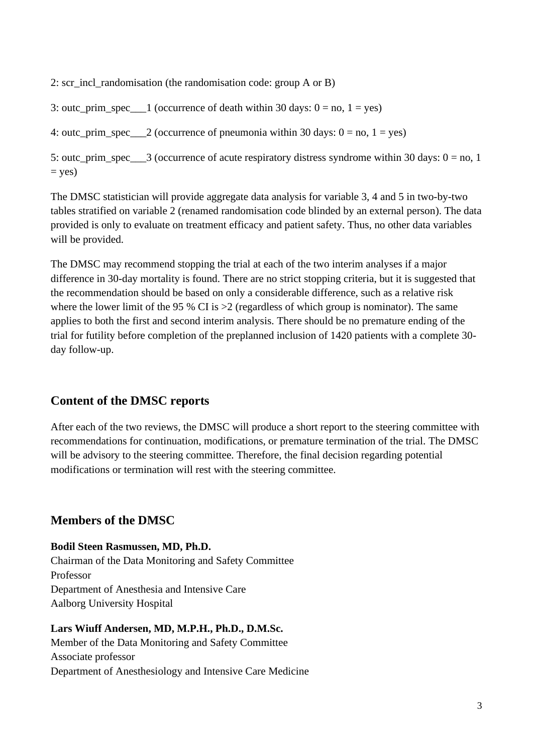2: scr_incl_randomisation (the randomisation code: group A or B)

3: outc_prim_spec___1 (occurrence of death within 30 days: 0 = no, 1 = yes)

4: outc_prim_spec___2 (occurrence of pneumonia within 30 days: 0 = no, 1 = yes)

5: outc_prim_spec___3 (occurrence of acute respiratory distress syndrome within 30 days: 0 = no, 1 = yes)

The DMSC statistician will provide aggregate data analysis for variable 3, 4 and 5 in two-by-two tables stratified on variable 2 (renamed randomisation code blinded by an external person). The data provided is only to evaluate on treatment efficacy and patient safety. Thus, no other data variables will be provided.

The DMSC may recommend stopping the trial at each of the two interim analyses if a major difference in 30-day mortality is found. There are no strict stopping criteria, but it is suggested that the recommendation should be based on only a considerable difference, such as a relative risk where the lower limit of the 95 % CI is >2 (regardless of which group is nominator). The same applies to both the first and second interim analysis. There should be no premature ending of the trial for futility before completion of the preplanned inclusion of 1420 patients with a complete 30-day follow-up.

## Content of the DMSC reports

After each of the two reviews, the DMSC will produce a short report to the steering committee with recommendations for continuation, modifications, or premature termination of the trial. The DMSC will be advisory to the steering committee. Therefore, the final decision regarding potential modifications or termination will rest with the steering committee.

## Members of the DMSC

**Bodil Steen Rasmussen, MD, Ph.D.**
Chairman of the Data Monitoring and Safety Committee
Professor
Department of Anesthesia and Intensive Care
Aalborg University Hospital

**Lars Wiuff Andersen, MD, M.P.H., Ph.D., D.M.Sc.**
Member of the Data Monitoring and Safety Committee
Associate professor
Department of Anesthesiology and Intensive Care Medicine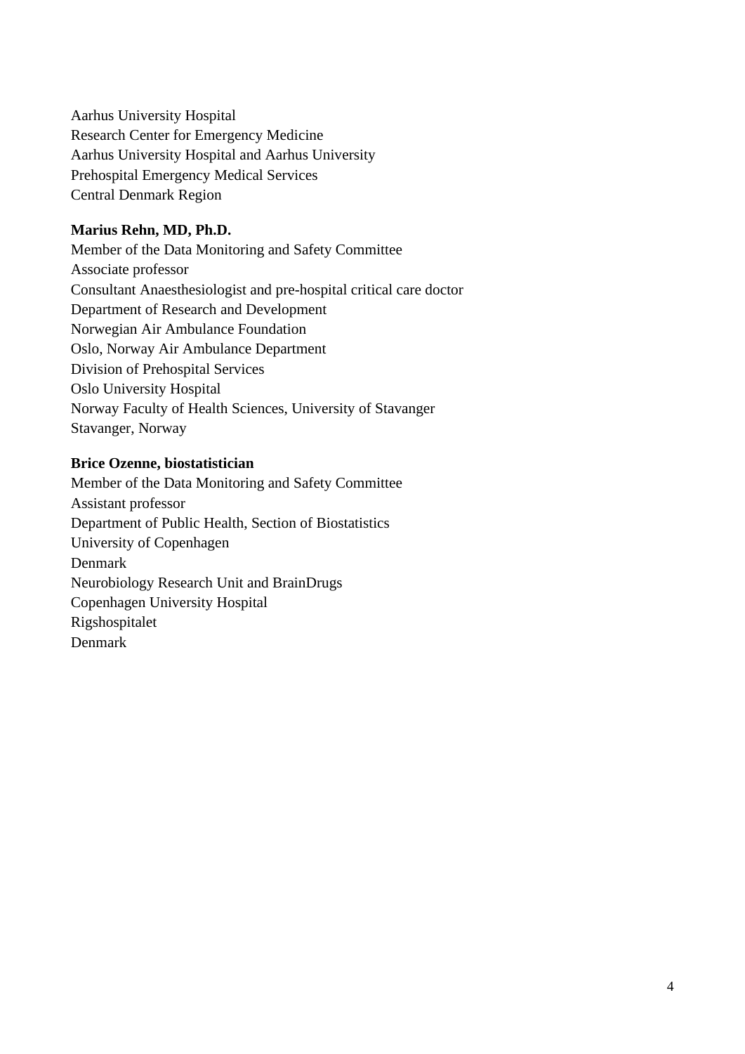Aarhus University Hospital
Research Center for Emergency Medicine
Aarhus University Hospital and Aarhus University
Prehospital Emergency Medical Services
Central Denmark Region

**Marius Rehn, MD, Ph.D.**
Member of the Data Monitoring and Safety Committee
Associate professor
Consultant Anaesthesiologist and pre-hospital critical care doctor
Department of Research and Development
Norwegian Air Ambulance Foundation
Oslo, Norway Air Ambulance Department
Division of Prehospital Services
Oslo University Hospital
Norway Faculty of Health Sciences, University of Stavanger
Stavanger, Norway

**Brice Ozenne, biostatistician**
Member of the Data Monitoring and Safety Committee
Assistant professor
Department of Public Health, Section of Biostatistics
University of Copenhagen
Denmark
Neurobiology Research Unit and BrainDrugs
Copenhagen University Hospital
Rigshospitalet
Denmark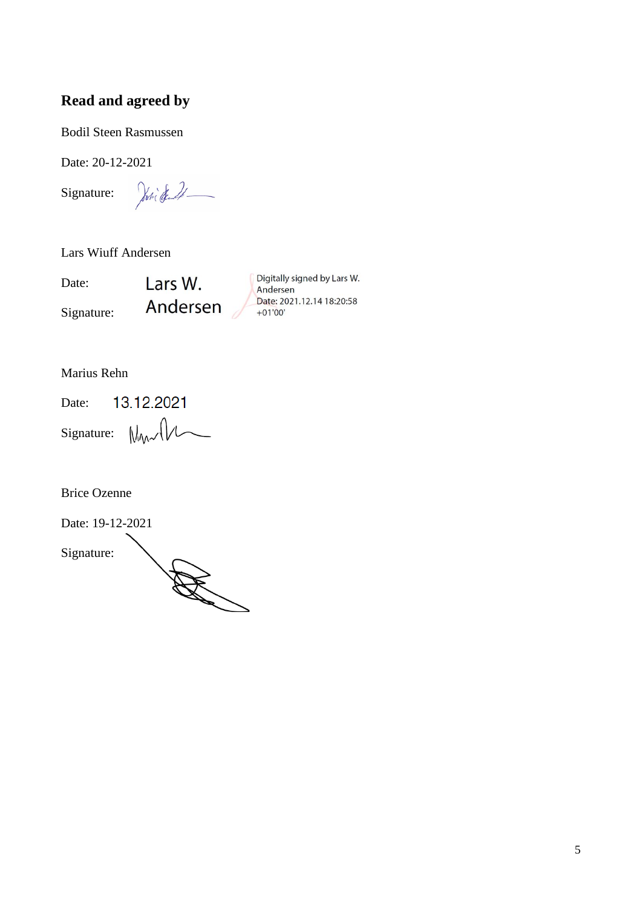## Read and agreed by

Bodil Steen Rasmussen

Date: 20-12-2021

Signature:

Lars Wiuff Andersen

Date: Lars W. Andersen

Signature:

Digitally signed by Lars W. Andersen
Date: 2021.12.14 18:20:58 +01'00'

Marius Rehn

Date: 13.12.2021

Signature:

Brice Ozenne

Date: 19-12-2021

Signature: